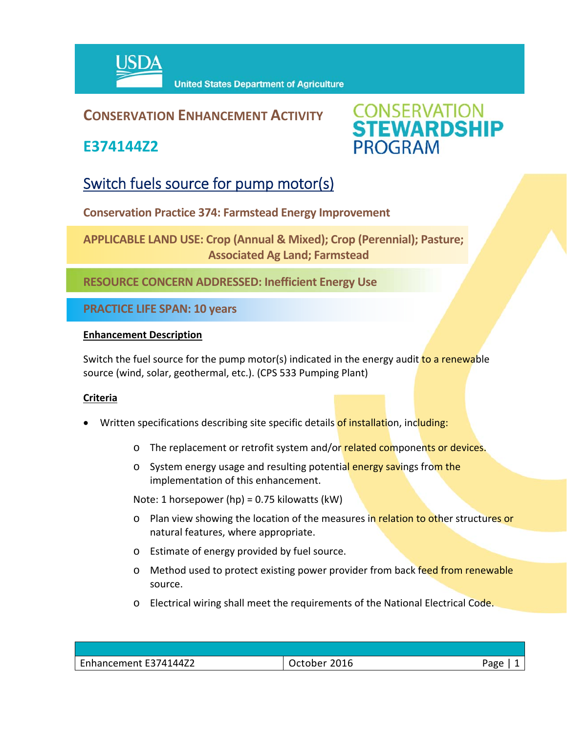United States Department of Agriculture

# CONSERVATION ENHANCEMENT ACTIVITY

## E374144Z2

CONSERVATION STEWARDSHIP PROGRAM

## Switch fuels source for pump motor(s)

**Conservation Practice 374: Farmstead Energy Improvement**

**APPLICABLE LAND USE: Crop (Annual & Mixed); Crop (Perennial); Pasture; Associated Ag Land; Farmstead**

**RESOURCE CONCERN ADDRESSED: Inefficient Energy Use**

**PRACTICE LIFE SPAN: 10 years**

### Enhancement Description

Switch the fuel source for the pump motor(s) indicated in the energy audit to a renewable source (wind, solar, geothermal, etc.). (CPS 533 Pumping Plant)

### Criteria

- Written specifications describing site specific details of installation, including:
  - The replacement or retrofit system and/or related components or devices.
  - System energy usage and resulting potential energy savings from the implementation of this enhancement.

  Note: 1 horsepower (hp) = 0.75 kilowatts (kW)

  - Plan view showing the location of the measures in relation to other structures or natural features, where appropriate.
  - Estimate of energy provided by fuel source.
  - Method used to protect existing power provider from back feed from renewable source.
  - Electrical wiring shall meet the requirements of the National Electrical Code.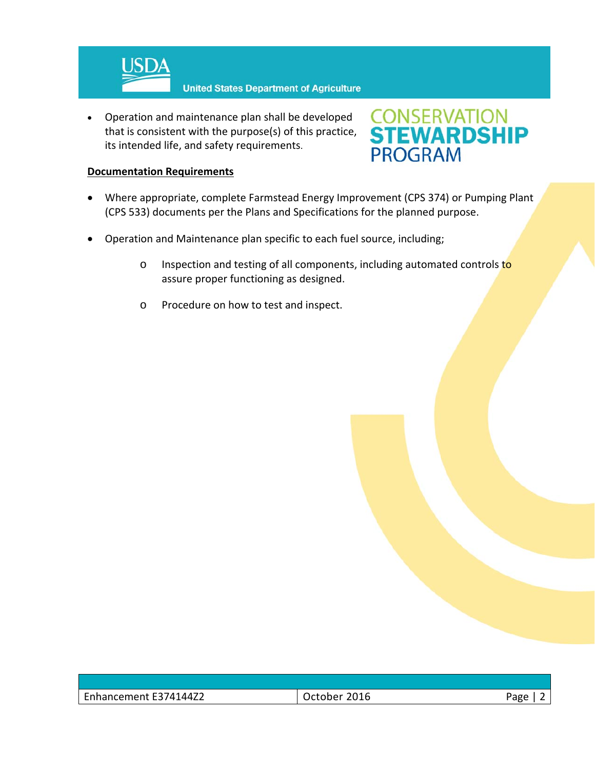- Operation and maintenance plan shall be developed that is consistent with the purpose(s) of this practice, its intended life, and safety requirements.

**Documentation Requirements**

- Where appropriate, complete Farmstead Energy Improvement (CPS 374) or Pumping Plant (CPS 533) documents per the Plans and Specifications for the planned purpose.
- Operation and Maintenance plan specific to each fuel source, including;
  - Inspection and testing of all components, including automated controls to assure proper functioning as designed.
  - Procedure on how to test and inspect.